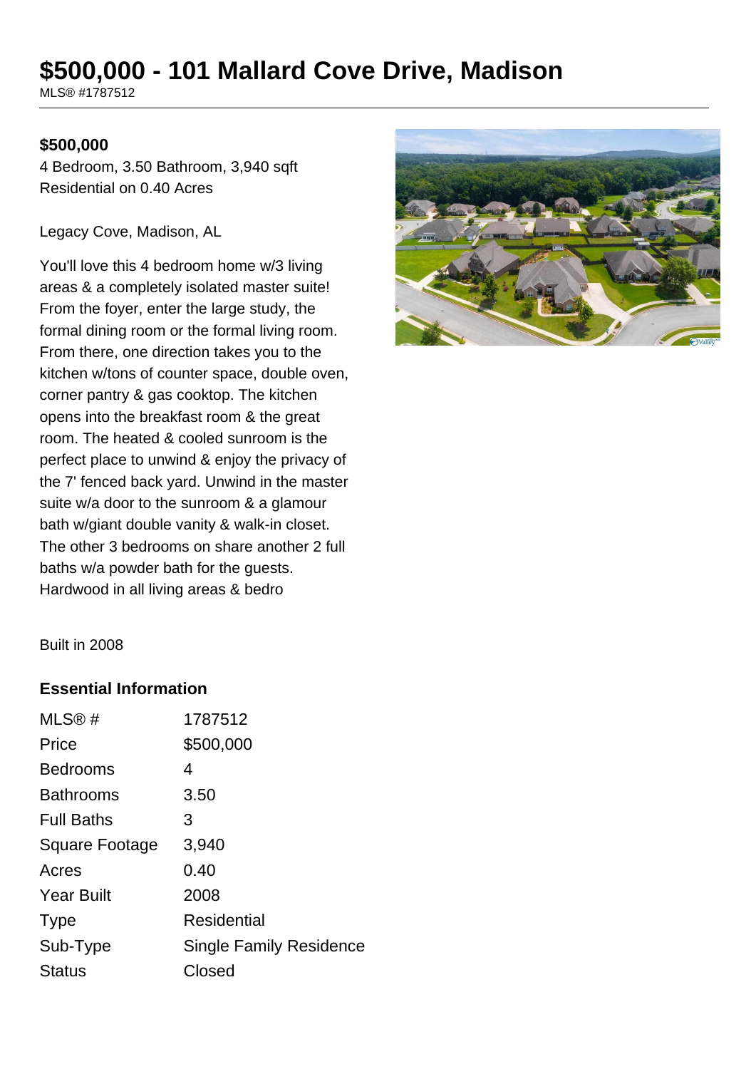# $500,000 - 101 Mallard Cove Drive, Madison

MLS® #1787512

**$500,000**

4 Bedroom, 3.50 Bathroom, 3,940 sqft
Residential on 0.40 Acres

Legacy Cove, Madison, AL

You'll love this 4 bedroom home w/3 living areas & a completely isolated master suite! From the foyer, enter the large study, the formal dining room or the formal living room. From there, one direction takes you to the kitchen w/tons of counter space, double oven, corner pantry & gas cooktop. The kitchen opens into the breakfast room & the great room. The heated & cooled sunroom is the perfect place to unwind & enjoy the privacy of the 7' fenced back yard. Unwind in the master suite w/a door to the sunroom & a glamour bath w/giant double vanity & walk-in closet. The other 3 bedrooms on share another 2 full baths w/a powder bath for the guests. Hardwood in all living areas & bedro

Built in 2008

## Essential Information

| | |
|---|---|
| MLS® # | 1787512 |
| Price | $500,000 |
| Bedrooms | 4 |
| Bathrooms | 3.50 |
| Full Baths | 3 |
| Square Footage | 3,940 |
| Acres | 0.40 |
| Year Built | 2008 |
| Type | Residential |
| Sub-Type | Single Family Residence |
| Status | Closed |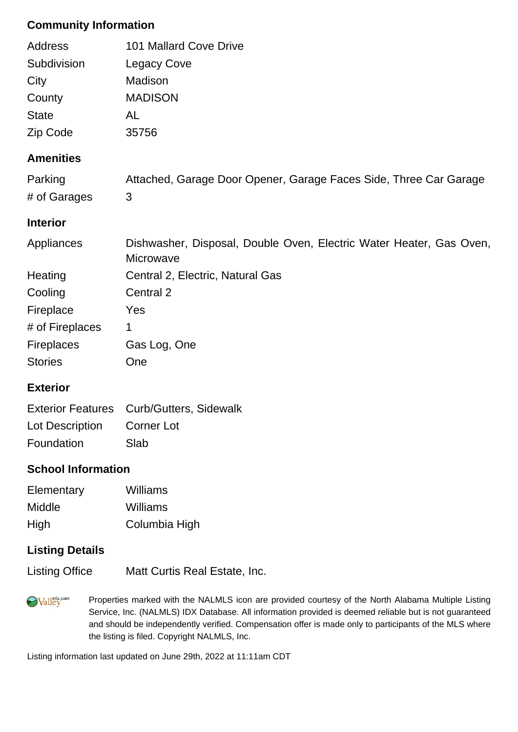## Community Information

| | |
|---|---|
| Address | 101 Mallard Cove Drive |
| Subdivision | Legacy Cove |
| City | Madison |
| County | MADISON |
| State | AL |
| Zip Code | 35756 |

## Amenities

| | |
|---|---|
| Parking | Attached, Garage Door Opener, Garage Faces Side, Three Car Garage |
| # of Garages | 3 |

## Interior

| | |
|---|---|
| Appliances | Dishwasher, Disposal, Double Oven, Electric Water Heater, Gas Oven, Microwave |
| Heating | Central 2, Electric, Natural Gas |
| Cooling | Central 2 |
| Fireplace | Yes |
| # of Fireplaces | 1 |
| Fireplaces | Gas Log, One |
| Stories | One |

## Exterior

| | |
|---|---|
| Exterior Features | Curb/Gutters, Sidewalk |
| Lot Description | Corner Lot |
| Foundation | Slab |

## School Information

| | |
|---|---|
| Elementary | Williams |
| Middle | Williams |
| High | Columbia High |

## Listing Details

| | |
|---|---|
| Listing Office | Matt Curtis Real Estate, Inc. |

Properties marked with the NALMLS icon are provided courtesy of the North Alabama Multiple Listing Service, Inc. (NALMLS) IDX Database. All information provided is deemed reliable but is not guaranteed and should be independently verified. Compensation offer is made only to participants of the MLS where the listing is filed. Copyright NALMLS, Inc.

Listing information last updated on June 29th, 2022 at 11:11am CDT